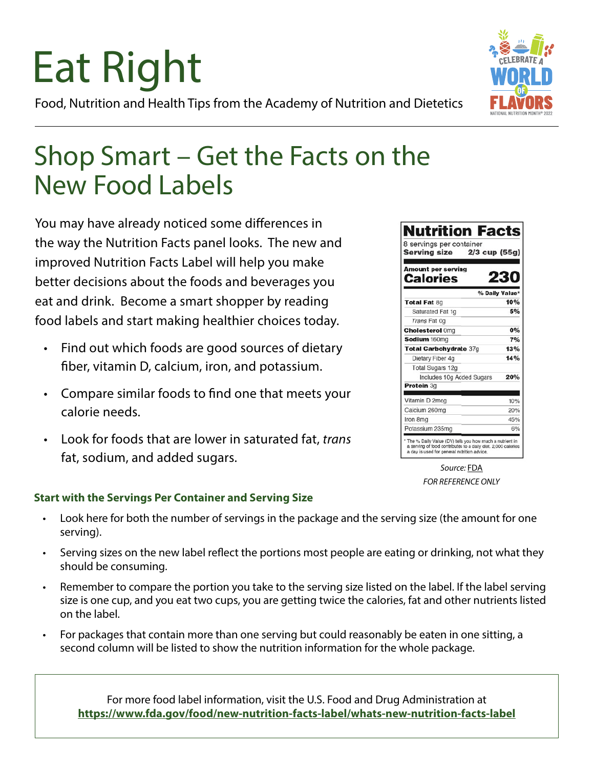# Eat Right

Food, Nutrition and Health Tips from the Academy of Nutrition and Dietetics

## Shop Smart – Get the Facts on the New Food Labels

You may have already noticed some differences in the way the Nutrition Facts panel looks. The new and improved Nutrition Facts Label will help you make better decisions about the foods and beverages you eat and drink. Become a smart shopper by reading food labels and start making healthier choices today.

- Find out which foods are good sources of dietary fiber, vitamin D, calcium, iron, and potassium.
- Compare similar foods to find one that meets your calorie needs.
- Look for foods that are lower in saturated fat, *trans* fat, sodium, and added sugars.

**Nutrition Facts**

8 servings per container
**Serving size 2/3 cup (55g)**

**Amount per serving**
**Calories 230**

| | % Daily Value* |
|---|---|
| **Total Fat** 8g | **10%** |
| Saturated Fat 1g | **5%** |
| *Trans* Fat 0g | |
| **Cholesterol** 0mg | **0%** |
| **Sodium** 160mg | **7%** |
| **Total Carbohydrate** 37g | **13%** |
| Dietary Fiber 4g | **14%** |
| Total Sugars 12g | |
| Includes 10g Added Sugars | **20%** |
| **Protein** 3g | |
| Vitamin D 2mcg | 10% |
| Calcium 260mg | 20% |
| Iron 8mg | 45% |
| Potassium 235mg | 6% |

\* The % Daily Value (DV) tells you how much a nutrient in a serving of food contributes to a daily diet. 2,000 calories a day is used for general nutrition advice.

*Source:* FDA
*FOR REFERENCE ONLY*

### Start with the Servings Per Container and Serving Size

- Look here for both the number of servings in the package and the serving size (the amount for one serving).
- Serving sizes on the new label reflect the portions most people are eating or drinking, not what they should be consuming.
- Remember to compare the portion you take to the serving size listed on the label. If the label serving size is one cup, and you eat two cups, you are getting twice the calories, fat and other nutrients listed on the label.
- For packages that contain more than one serving but could reasonably be eaten in one sitting, a second column will be listed to show the nutrition information for the whole package.

For more food label information, visit the U.S. Food and Drug Administration at **https://www.fda.gov/food/new-nutrition-facts-label/whats-new-nutrition-facts-label**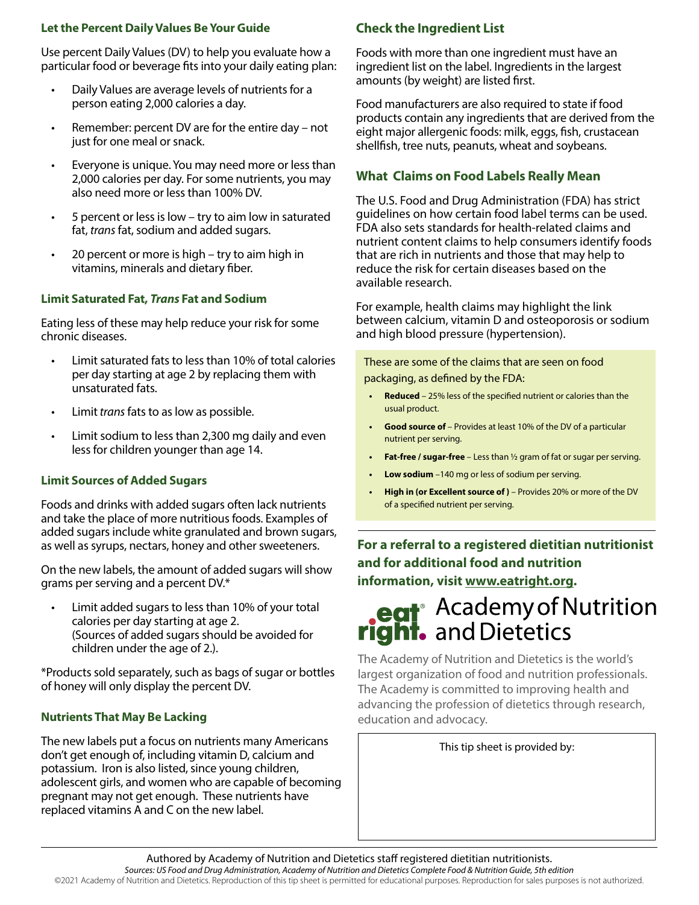### Let the Percent Daily Values Be Your Guide

Use percent Daily Values (DV) to help you evaluate how a particular food or beverage fits into your daily eating plan:

- Daily Values are average levels of nutrients for a person eating 2,000 calories a day.
- Remember: percent DV are for the entire day – not just for one meal or snack.
- Everyone is unique. You may need more or less than 2,000 calories per day. For some nutrients, you may also need more or less than 100% DV.
- 5 percent or less is low – try to aim low in saturated fat, *trans* fat, sodium and added sugars.
- 20 percent or more is high – try to aim high in vitamins, minerals and dietary fiber.

### Limit Saturated Fat, *Trans* Fat and Sodium

Eating less of these may help reduce your risk for some chronic diseases.

- Limit saturated fats to less than 10% of total calories per day starting at age 2 by replacing them with unsaturated fats.
- Limit *trans* fats to as low as possible.
- Limit sodium to less than 2,300 mg daily and even less for children younger than age 14.

### Limit Sources of Added Sugars

Foods and drinks with added sugars often lack nutrients and take the place of more nutritious foods. Examples of added sugars include white granulated and brown sugars, as well as syrups, nectars, honey and other sweeteners.

On the new labels, the amount of added sugars will show grams per serving and a percent DV.*

- Limit added sugars to less than 10% of your total calories per day starting at age 2. (Sources of added sugars should be avoided for children under the age of 2.).

*Products sold separately, such as bags of sugar or bottles of honey will only display the percent DV.

### Nutrients That May Be Lacking

The new labels put a focus on nutrients many Americans don't get enough of, including vitamin D, calcium and potassium. Iron is also listed, since young children, adolescent girls, and women who are capable of becoming pregnant may not get enough. These nutrients have replaced vitamins A and C on the new label.

### Check the Ingredient List

Foods with more than one ingredient must have an ingredient list on the label. Ingredients in the largest amounts (by weight) are listed first.

Food manufacturers are also required to state if food products contain any ingredients that are derived from the eight major allergenic foods: milk, eggs, fish, crustacean shellfish, tree nuts, peanuts, wheat and soybeans.

### What Claims on Food Labels Really Mean

The U.S. Food and Drug Administration (FDA) has strict guidelines on how certain food label terms can be used. FDA also sets standards for health-related claims and nutrient content claims to help consumers identify foods that are rich in nutrients and those that may help to reduce the risk for certain diseases based on the available research.

For example, health claims may highlight the link between calcium, vitamin D and osteoporosis or sodium and high blood pressure (hypertension).

These are some of the claims that are seen on food packaging, as defined by the FDA:

- **Reduced** – 25% less of the specified nutrient or calories than the usual product.
- **Good source of** – Provides at least 10% of the DV of a particular nutrient per serving.
- **Fat-free / sugar-free** – Less than ½ gram of fat or sugar per serving.
- **Low sodium** –140 mg or less of sodium per serving.
- **High in (or Excellent source of )** – Provides 20% or more of the DV of a specified nutrient per serving.

**For a referral to a registered dietitian nutritionist and for additional food and nutrition information, visit www.eatright.org.**

eat right. Academy of Nutrition and Dietetics

The Academy of Nutrition and Dietetics is the world's largest organization of food and nutrition professionals. The Academy is committed to improving health and advancing the profession of dietetics through research, education and advocacy.

This tip sheet is provided by:

Authored by Academy of Nutrition and Dietetics staff registered dietitian nutritionists.

*Sources: US Food and Drug Administration, Academy of Nutrition and Dietetics Complete Food & Nutrition Guide, 5th edition*

©2021 Academy of Nutrition and Dietetics. Reproduction of this tip sheet is permitted for educational purposes. Reproduction for sales purposes is not authorized.